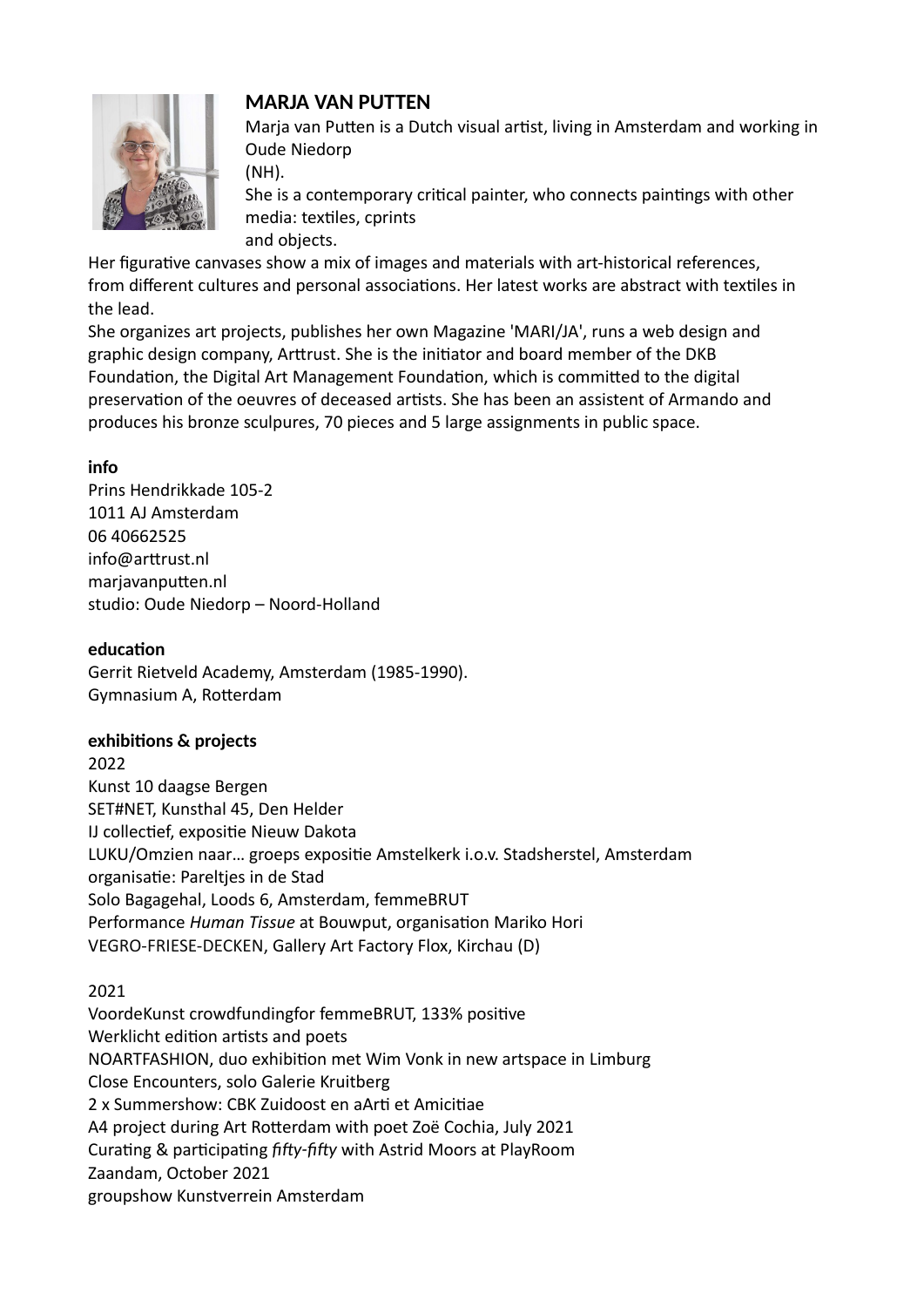## MARJA VAN PUTTEN

Marja van Putten is a Dutch visual artist, living in Amsterdam and working in Oude Niedorp (NH).
She is a contemporary critical painter, who connects paintings with other media: textiles, cprints and objects.
Her figurative canvases show a mix of images and materials with art-historical references, from different cultures and personal associations. Her latest works are abstract with textiles in the lead.
She organizes art projects, publishes her own Magazine 'MARI/JA', runs a web design and graphic design company, Arttrust. She is the initiator and board member of the DKB Foundation, the Digital Art Management Foundation, which is committed to the digital preservation of the oeuvres of deceased artists. She has been an assistent of Armando and produces his bronze sculpures, 70 pieces and 5 large assignments in public space.

**info**
Prins Hendrikkade 105-2
1011 AJ Amsterdam
06 40662525
info@arttrust.nl
marjavanputten.nl
studio: Oude Niedorp – Noord-Holland

**education**
Gerrit Rietveld Academy, Amsterdam (1985-1990).
Gymnasium A, Rotterdam

**exhibitions & projects**

2022
Kunst 10 daagse Bergen
SET#NET, Kunsthal 45, Den Helder
IJ collectief, expositie Nieuw Dakota
LUKU/Omzien naar… groeps expositie Amstelkerk i.o.v. Stadsherstel, Amsterdam
organisatie: Pareltjes in de Stad
Solo Bagagehal, Loods 6, Amsterdam, femmeBRUT
Performance *Human Tissue* at Bouwput, organisation Mariko Hori
VEGRO-FRIESE-DECKEN, Gallery Art Factory Flox, Kirchau (D)

2021
VoordeKunst crowdfundingfor femmeBRUT, 133% positive
Werklicht edition artists and poets
NOARTFASHION, duo exhibition met Wim Vonk in new artspace in Limburg
Close Encounters, solo Galerie Kruitberg
2 x Summershow: CBK Zuidoost en aArti et Amicitiae
A4 project during Art Rotterdam with poet Zoë Cochia, July 2021
Curating & participating *fifty-fifty* with Astrid Moors at PlayRoom Zaandam, October 2021
groupshow Kunstverrein Amsterdam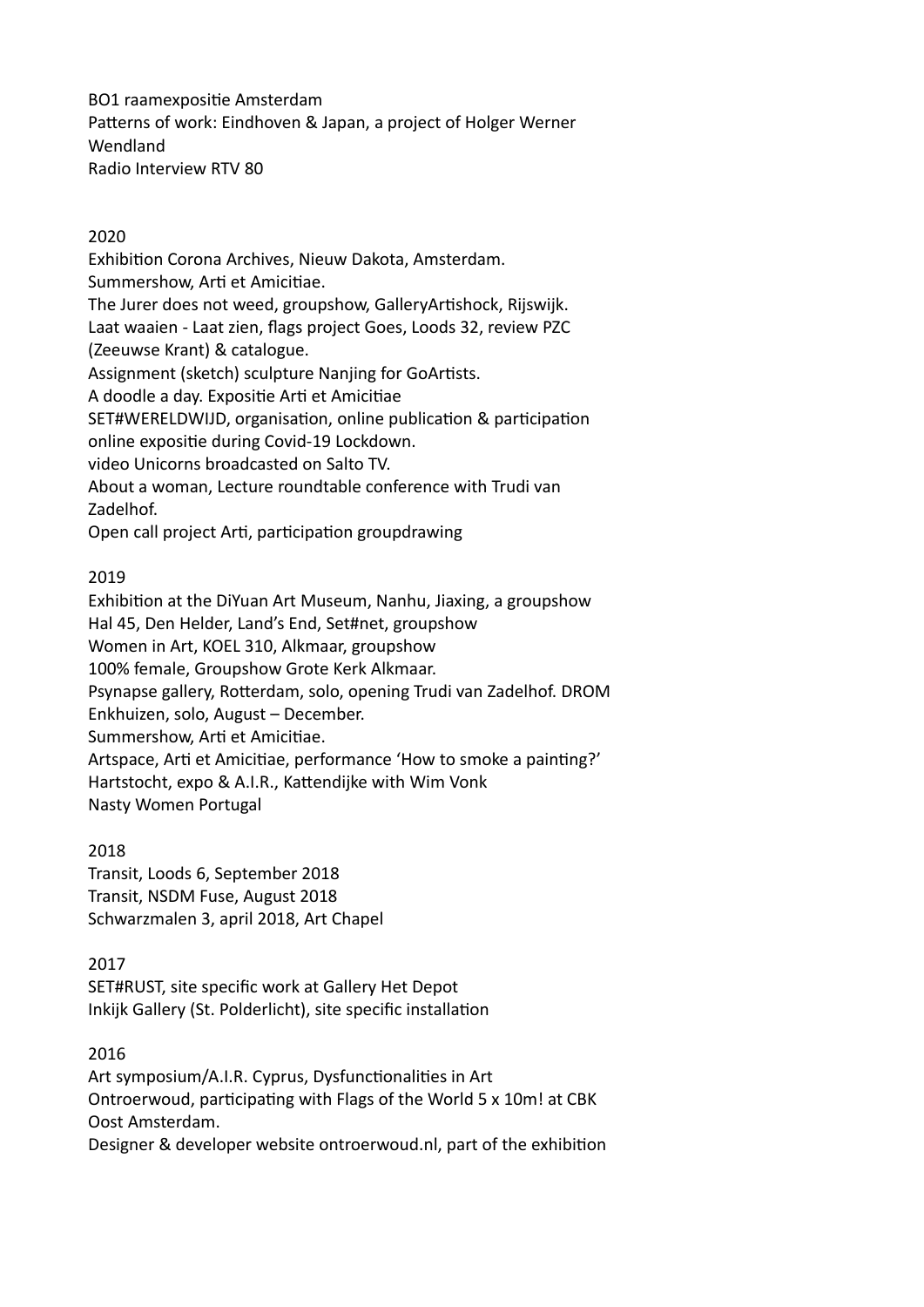BO1 raamexpositie Amsterdam
Patterns of work: Eindhoven & Japan, a project of Holger Werner Wendland
Radio Interview RTV 80

2020
Exhibition Corona Archives, Nieuw Dakota, Amsterdam.
Summershow, Arti et Amicitiae.
The Jurer does not weed, groupshow, GalleryArtishock, Rijswijk.
Laat waaien - Laat zien, flags project Goes, Loods 32, review PZC (Zeeuwse Krant) & catalogue.
Assignment (sketch) sculpture Nanjing for GoArtists.
A doodle a day. Expositie Arti et Amicitiae
SET#WERELDWIJD, organisation, online publication & participation online expositie during Covid-19 Lockdown.
video Unicorns broadcasted on Salto TV.
About a woman, Lecture roundtable conference with Trudi van Zadelhof.
Open call project Arti, participation groupdrawing

2019
Exhibition at the DiYuan Art Museum, Nanhu, Jiaxing, a groupshow
Hal 45, Den Helder, Land's End, Set#net, groupshow
Women in Art, KOEL 310, Alkmaar, groupshow
100% female, Groupshow Grote Kerk Alkmaar.
Psynapse gallery, Rotterdam, solo, opening Trudi van Zadelhof. DROM Enkhuizen, solo, August – December.
Summershow, Arti et Amicitiae.
Artspace, Arti et Amicitiae, performance 'How to smoke a painting?'
Hartstocht, expo & A.I.R., Kattendijke with Wim Vonk
Nasty Women Portugal

2018
Transit, Loods 6, September 2018
Transit, NSDM Fuse, August 2018
Schwarzmalen 3, april 2018, Art Chapel

2017
SET#RUST, site specific work at Gallery Het Depot
Inkijk Gallery (St. Polderlicht), site specific installation

2016
Art symposium/A.I.R. Cyprus, Dysfunctionalities in Art
Ontroerwoud, participating with Flags of the World 5 x 10m! at CBK Oost Amsterdam.
Designer & developer website ontroerwoud.nl, part of the exhibition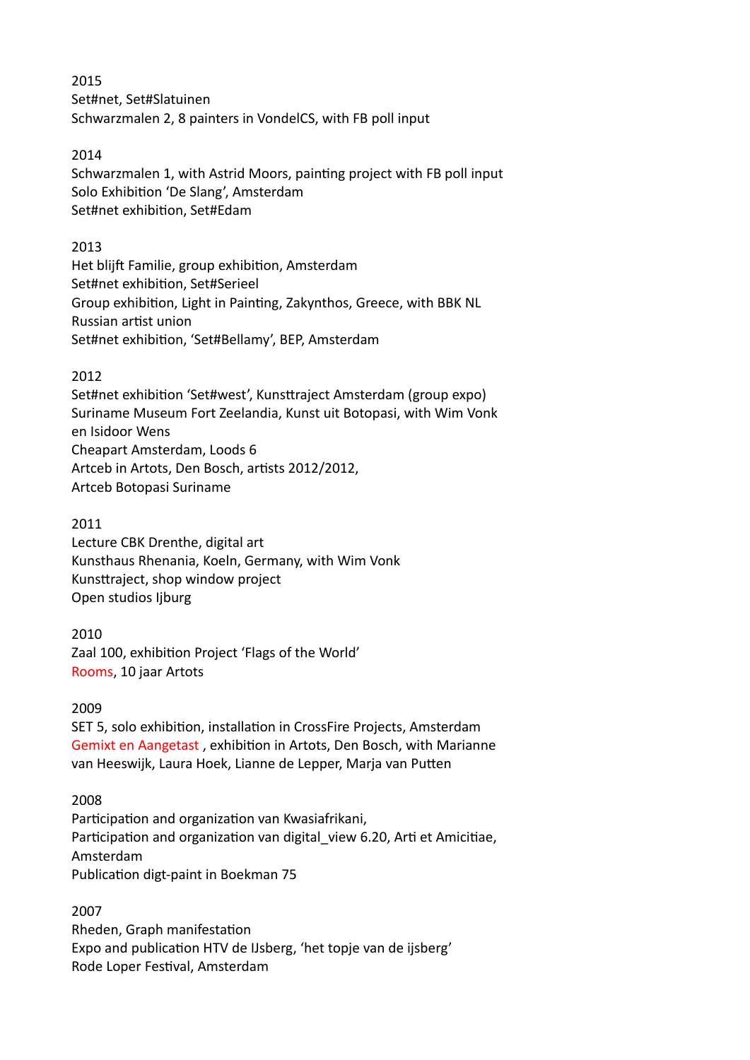2015
Set#net, Set#Slatuinen
Schwarzmalen 2, 8 painters in VondelCS, with FB poll input

2014
Schwarzmalen 1, with Astrid Moors, painting project with FB poll input
Solo Exhibition 'De Slang', Amsterdam
Set#net exhibition, Set#Edam

2013
Het blijft Familie, group exhibition, Amsterdam
Set#net exhibition, Set#Serieel
Group exhibition, Light in Painting, Zakynthos, Greece, with BBK NL Russian artist union
Set#net exhibition, 'Set#Bellamy', BEP, Amsterdam

2012
Set#net exhibition 'Set#west', Kunsttraject Amsterdam (group expo)
Suriname Museum Fort Zeelandia, Kunst uit Botopasi, with Wim Vonk en Isidoor Wens
Cheapart Amsterdam, Loods 6
Artceb in Artots, Den Bosch, artists 2012/2012,
Artceb Botopasi Suriname

2011
Lecture CBK Drenthe, digital art
Kunsthaus Rhenania, Koeln, Germany, with Wim Vonk
Kunsttraject, shop window project
Open studios Ijburg

2010
Zaal 100, exhibition Project 'Flags of the World'
Rooms, 10 jaar Artots

2009
SET 5, solo exhibition, installation in CrossFire Projects, Amsterdam
Gemixt en Aangetast , exhibition in Artots, Den Bosch, with Marianne van Heeswijk, Laura Hoek, Lianne de Lepper, Marja van Putten

2008
Participation and organization van Kwasiafrikani,
Participation and organization van digital_view 6.20, Arti et Amicitiae, Amsterdam
Publication digt-paint in Boekman 75

2007
Rheden, Graph manifestation
Expo and publication HTV de IJsberg, 'het topje van de ijsberg'
Rode Loper Festival, Amsterdam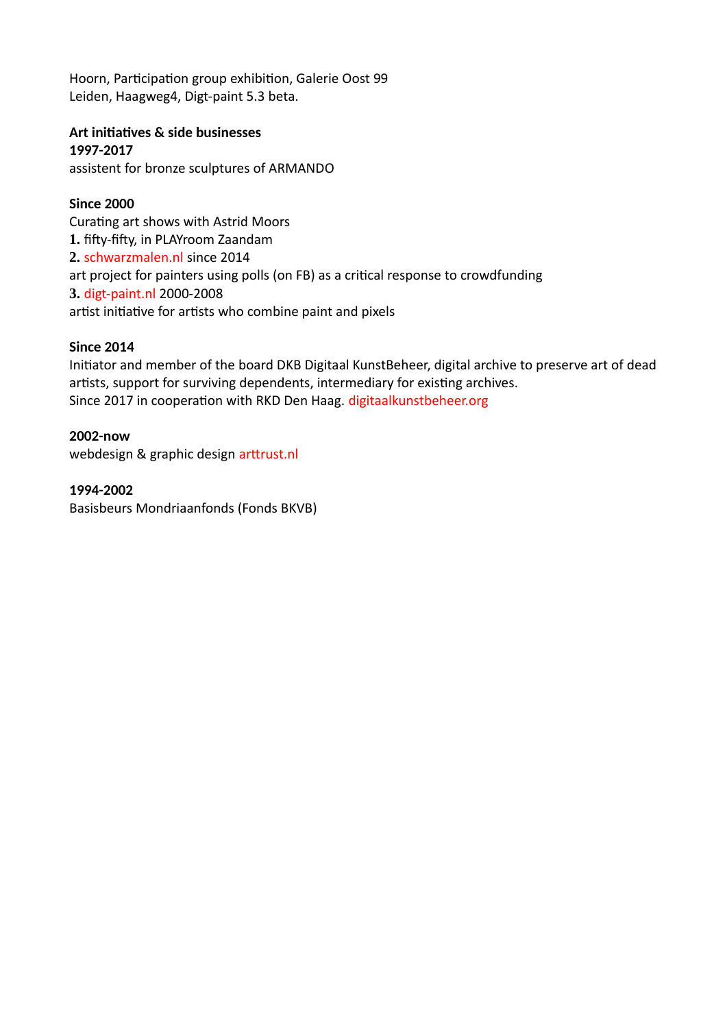Hoorn, Participation group exhibition, Galerie Oost 99
Leiden, Haagweg4, Digt-paint 5.3 beta.

**Art initiatives & side businesses**
**1997-2017**
assistent for bronze sculptures of ARMANDO

**Since 2000**
Curating art shows with Astrid Moors
**1.** fifty-fifty, in PLAYroom Zaandam
**2.** schwarzmalen.nl since 2014
art project for painters using polls (on FB) as a critical response to crowdfunding
**3.** digt-paint.nl 2000-2008
artist initiative for artists who combine paint and pixels

**Since 2014**
Initiator and member of the board DKB Digitaal KunstBeheer, digital archive to preserve art of dead artists, support for surviving dependents, intermediary for existing archives.
Since 2017 in cooperation with RKD Den Haag. digitaalkunstbeheer.org

**2002-now**
webdesign & graphic design arttrust.nl

**1994-2002**
Basisbeurs Mondriaanfonds (Fonds BKVB)